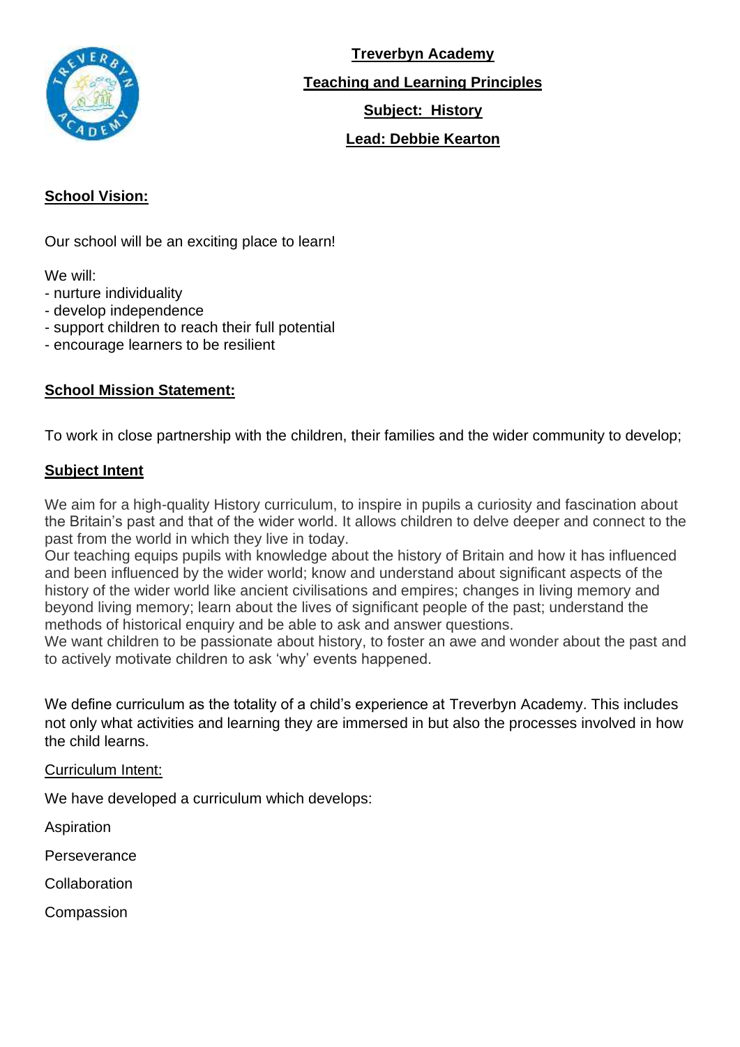# Treverbyn Academy

## Teaching and Learning Principles

## Subject: History

## Lead: Debbie Kearton

### School Vision:

Our school will be an exciting place to learn!

We will:
- nurture individuality
- develop independence
- support children to reach their full potential
- encourage learners to be resilient

### School Mission Statement:

To work in close partnership with the children, their families and the wider community to develop;

### Subject Intent

We aim for a high-quality History curriculum, to inspire in pupils a curiosity and fascination about the Britain's past and that of the wider world. It allows children to delve deeper and connect to the past from the world in which they live in today.

Our teaching equips pupils with knowledge about the history of Britain and how it has influenced and been influenced by the wider world; know and understand about significant aspects of the history of the wider world like ancient civilisations and empires; changes in living memory and beyond living memory; learn about the lives of significant people of the past; understand the methods of historical enquiry and be able to ask and answer questions.

We want children to be passionate about history, to foster an awe and wonder about the past and to actively motivate children to ask 'why' events happened.

We define curriculum as the totality of a child's experience at Treverbyn Academy. This includes not only what activities and learning they are immersed in but also the processes involved in how the child learns.

Curriculum Intent:

We have developed a curriculum which develops:

Aspiration

Perseverance

Collaboration

Compassion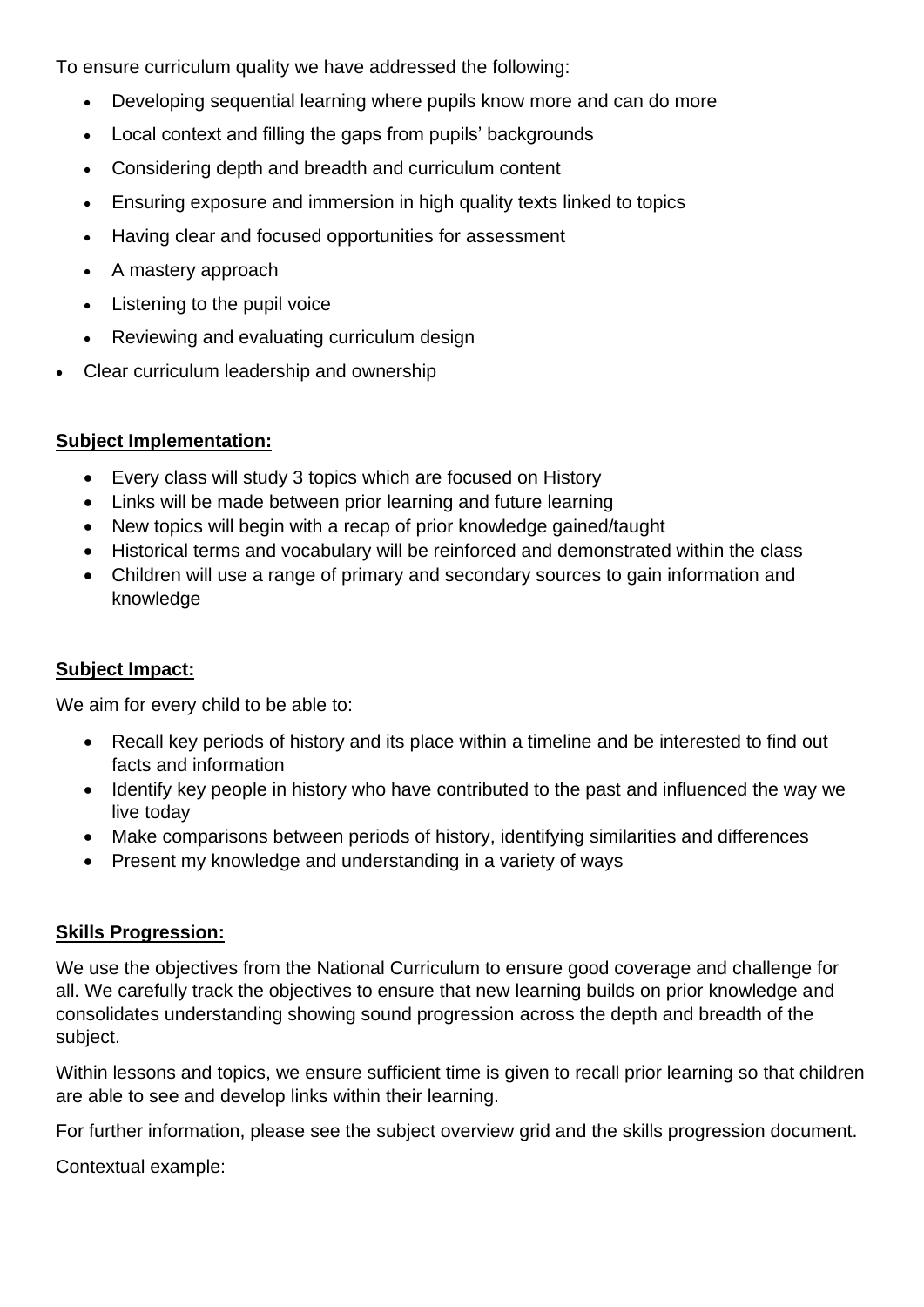To ensure curriculum quality we have addressed the following:

- Developing sequential learning where pupils know more and can do more
- Local context and filling the gaps from pupils' backgrounds
- Considering depth and breadth and curriculum content
- Ensuring exposure and immersion in high quality texts linked to topics
- Having clear and focused opportunities for assessment
- A mastery approach
- Listening to the pupil voice
- Reviewing and evaluating curriculum design
- Clear curriculum leadership and ownership

**Subject Implementation:**

- Every class will study 3 topics which are focused on History
- Links will be made between prior learning and future learning
- New topics will begin with a recap of prior knowledge gained/taught
- Historical terms and vocabulary will be reinforced and demonstrated within the class
- Children will use a range of primary and secondary sources to gain information and knowledge

**Subject Impact:**

We aim for every child to be able to:

- Recall key periods of history and its place within a timeline and be interested to find out facts and information
- Identify key people in history who have contributed to the past and influenced the way we live today
- Make comparisons between periods of history, identifying similarities and differences
- Present my knowledge and understanding in a variety of ways

**Skills Progression:**

We use the objectives from the National Curriculum to ensure good coverage and challenge for all. We carefully track the objectives to ensure that new learning builds on prior knowledge and consolidates understanding showing sound progression across the depth and breadth of the subject.

Within lessons and topics, we ensure sufficient time is given to recall prior learning so that children are able to see and develop links within their learning.

For further information, please see the subject overview grid and the skills progression document.

Contextual example: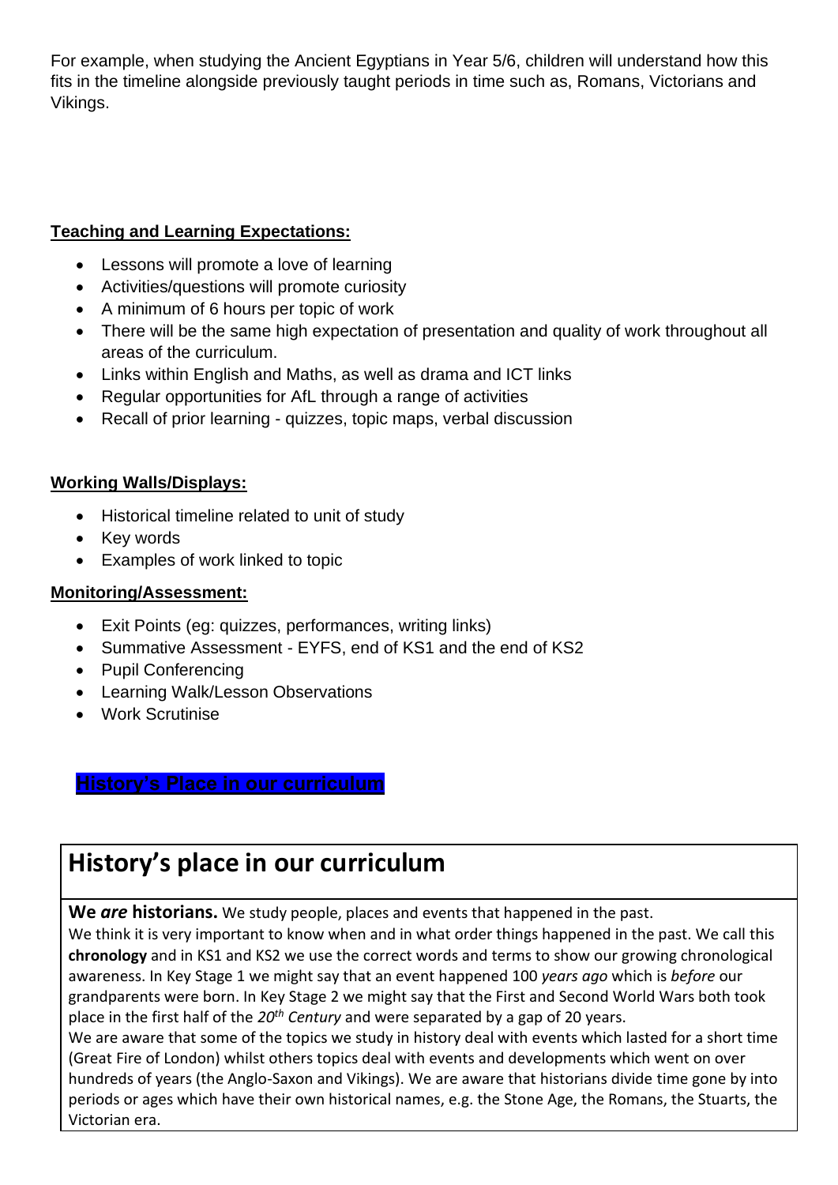For example, when studying the Ancient Egyptians in Year 5/6, children will understand how this fits in the timeline alongside previously taught periods in time such as, Romans, Victorians and Vikings.

**Teaching and Learning Expectations:**

- Lessons will promote a love of learning
- Activities/questions will promote curiosity
- A minimum of 6 hours per topic of work
- There will be the same high expectation of presentation and quality of work throughout all areas of the curriculum.
- Links within English and Maths, as well as drama and ICT links
- Regular opportunities for AfL through a range of activities
- Recall of prior learning - quizzes, topic maps, verbal discussion

**Working Walls/Displays:**

- Historical timeline related to unit of study
- Key words
- Examples of work linked to topic

**Monitoring/Assessment:**

- Exit Points (eg: quizzes, performances, writing links)
- Summative Assessment - EYFS, end of KS1 and the end of KS2
- Pupil Conferencing
- Learning Walk/Lesson Observations
- Work Scrutinise

**History's Place in our curriculum**

## History's place in our curriculum

**We *are* historians.** We study people, places and events that happened in the past.
We think it is very important to know when and in what order things happened in the past. We call this **chronology** and in KS1 and KS2 we use the correct words and terms to show our growing chronological awareness. In Key Stage 1 we might say that an event happened 100 *years ago* which is *before* our grandparents were born. In Key Stage 2 we might say that the First and Second World Wars both took place in the first half of the *20th Century* and were separated by a gap of 20 years.
We are aware that some of the topics we study in history deal with events which lasted for a short time (Great Fire of London) whilst others topics deal with events and developments which went on over hundreds of years (the Anglo-Saxon and Vikings). We are aware that historians divide time gone by into periods or ages which have their own historical names, e.g. the Stone Age, the Romans, the Stuarts, the Victorian era.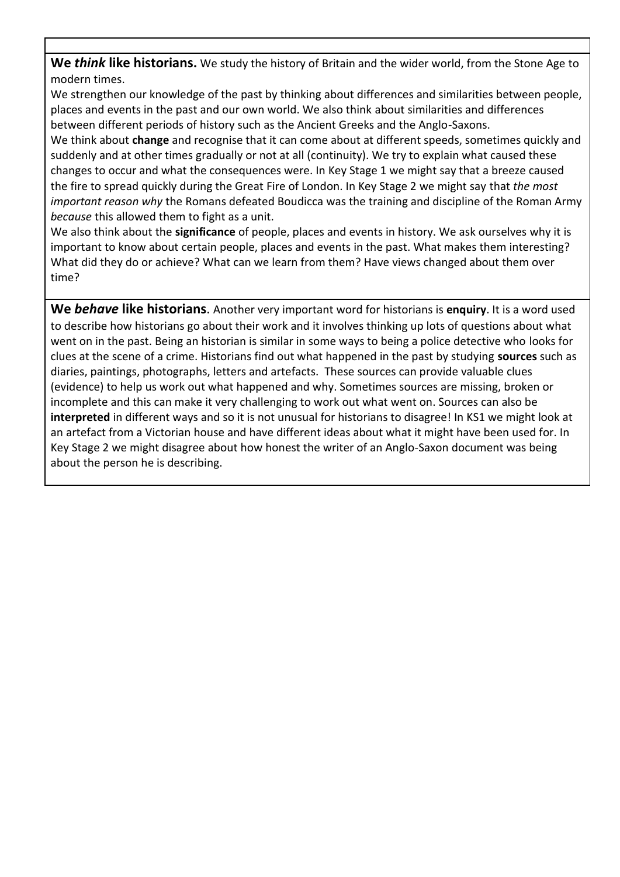**We *think* like historians.** We study the history of Britain and the wider world, from the Stone Age to modern times.

We strengthen our knowledge of the past by thinking about differences and similarities between people, places and events in the past and our own world. We also think about similarities and differences between different periods of history such as the Ancient Greeks and the Anglo-Saxons.

We think about **change** and recognise that it can come about at different speeds, sometimes quickly and suddenly and at other times gradually or not at all (continuity). We try to explain what caused these changes to occur and what the consequences were. In Key Stage 1 we might say that a breeze caused the fire to spread quickly during the Great Fire of London. In Key Stage 2 we might say that *the most important reason why* the Romans defeated Boudicca was the training and discipline of the Roman Army *because* this allowed them to fight as a unit.

We also think about the **significance** of people, places and events in history. We ask ourselves why it is important to know about certain people, places and events in the past. What makes them interesting? What did they do or achieve? What can we learn from them? Have views changed about them over time?

**We *behave* like historians**. Another very important word for historians is **enquiry**. It is a word used to describe how historians go about their work and it involves thinking up lots of questions about what went on in the past. Being an historian is similar in some ways to being a police detective who looks for clues at the scene of a crime. Historians find out what happened in the past by studying **sources** such as diaries, paintings, photographs, letters and artefacts. These sources can provide valuable clues (evidence) to help us work out what happened and why. Sometimes sources are missing, broken or incomplete and this can make it very challenging to work out what went on. Sources can also be **interpreted** in different ways and so it is not unusual for historians to disagree! In KS1 we might look at an artefact from a Victorian house and have different ideas about what it might have been used for. In Key Stage 2 we might disagree about how honest the writer of an Anglo-Saxon document was being about the person he is describing.